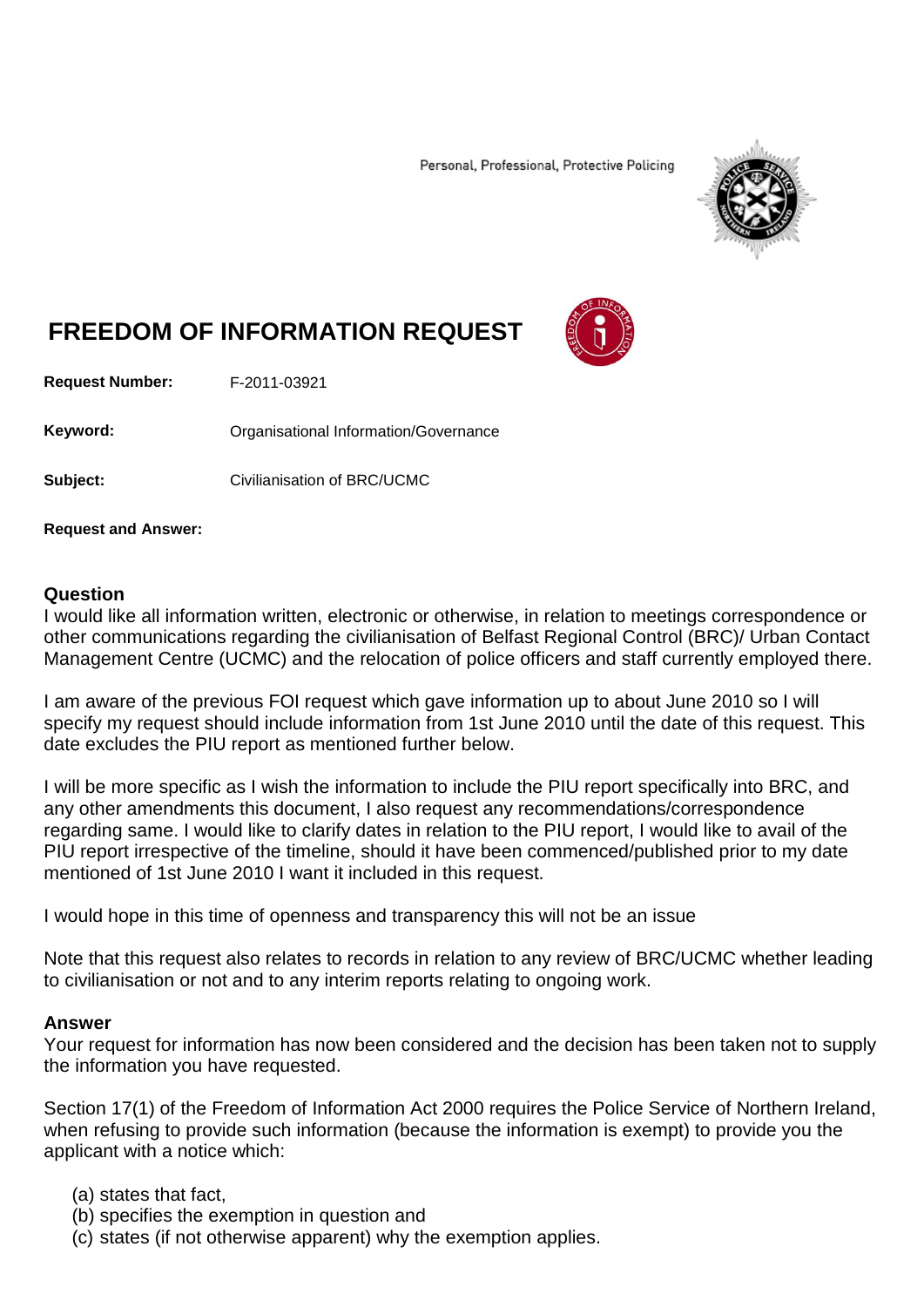Personal, Professional, Protective Policing

# FREEDOM OF INFORMATION REQUEST

**Request Number:** F-2011-03921

**Keyword:** Organisational Information/Governance

**Subject:** Civilianisation of BRC/UCMC

**Request and Answer:**

## Question

I would like all information written, electronic or otherwise, in relation to meetings correspondence or other communications regarding the civilianisation of Belfast Regional Control (BRC)/ Urban Contact Management Centre (UCMC) and the relocation of police officers and staff currently employed there.

I am aware of the previous FOI request which gave information up to about June 2010 so I will specify my request should include information from 1st June 2010 until the date of this request. This date excludes the PIU report as mentioned further below.

I will be more specific as I wish the information to include the PIU report specifically into BRC, and any other amendments this document, I also request any recommendations/correspondence regarding same. I would like to clarify dates in relation to the PIU report, I would like to avail of the PIU report irrespective of the timeline, should it have been commenced/published prior to my date mentioned of 1st June 2010 I want it included in this request.

I would hope in this time of openness and transparency this will not be an issue

Note that this request also relates to records in relation to any review of BRC/UCMC whether leading to civilianisation or not and to any interim reports relating to ongoing work.

## Answer

Your request for information has now been considered and the decision has been taken not to supply the information you have requested.

Section 17(1) of the Freedom of Information Act 2000 requires the Police Service of Northern Ireland, when refusing to provide such information (because the information is exempt) to provide you the applicant with a notice which:

(a) states that fact,
(b) specifies the exemption in question and
(c) states (if not otherwise apparent) why the exemption applies.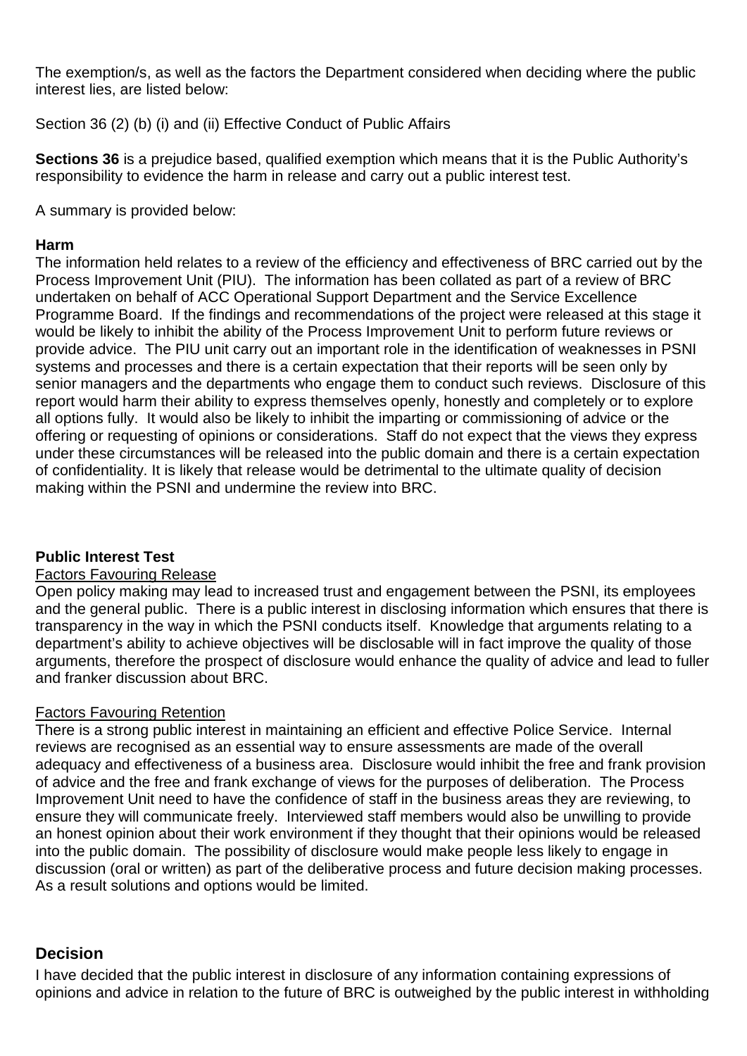The exemption/s, as well as the factors the Department considered when deciding where the public interest lies, are listed below:

Section 36 (2) (b) (i) and (ii) Effective Conduct of Public Affairs

**Sections 36** is a prejudice based, qualified exemption which means that it is the Public Authority's responsibility to evidence the harm in release and carry out a public interest test.

A summary is provided below:

**Harm**

The information held relates to a review of the efficiency and effectiveness of BRC carried out by the Process Improvement Unit (PIU). The information has been collated as part of a review of BRC undertaken on behalf of ACC Operational Support Department and the Service Excellence Programme Board. If the findings and recommendations of the project were released at this stage it would be likely to inhibit the ability of the Process Improvement Unit to perform future reviews or provide advice. The PIU unit carry out an important role in the identification of weaknesses in PSNI systems and processes and there is a certain expectation that their reports will be seen only by senior managers and the departments who engage them to conduct such reviews. Disclosure of this report would harm their ability to express themselves openly, honestly and completely or to explore all options fully. It would also be likely to inhibit the imparting or commissioning of advice or the offering or requesting of opinions or considerations. Staff do not expect that the views they express under these circumstances will be released into the public domain and there is a certain expectation of confidentiality. It is likely that release would be detrimental to the ultimate quality of decision making within the PSNI and undermine the review into BRC.

**Public Interest Test**

Factors Favouring Release

Open policy making may lead to increased trust and engagement between the PSNI, its employees and the general public. There is a public interest in disclosing information which ensures that there is transparency in the way in which the PSNI conducts itself. Knowledge that arguments relating to a department's ability to achieve objectives will be disclosable will in fact improve the quality of those arguments, therefore the prospect of disclosure would enhance the quality of advice and lead to fuller and franker discussion about BRC.

Factors Favouring Retention

There is a strong public interest in maintaining an efficient and effective Police Service. Internal reviews are recognised as an essential way to ensure assessments are made of the overall adequacy and effectiveness of a business area. Disclosure would inhibit the free and frank provision of advice and the free and frank exchange of views for the purposes of deliberation. The Process Improvement Unit need to have the confidence of staff in the business areas they are reviewing, to ensure they will communicate freely. Interviewed staff members would also be unwilling to provide an honest opinion about their work environment if they thought that their opinions would be released into the public domain. The possibility of disclosure would make people less likely to engage in discussion (oral or written) as part of the deliberative process and future decision making processes. As a result solutions and options would be limited.

## Decision

I have decided that the public interest in disclosure of any information containing expressions of opinions and advice in relation to the future of BRC is outweighed by the public interest in withholding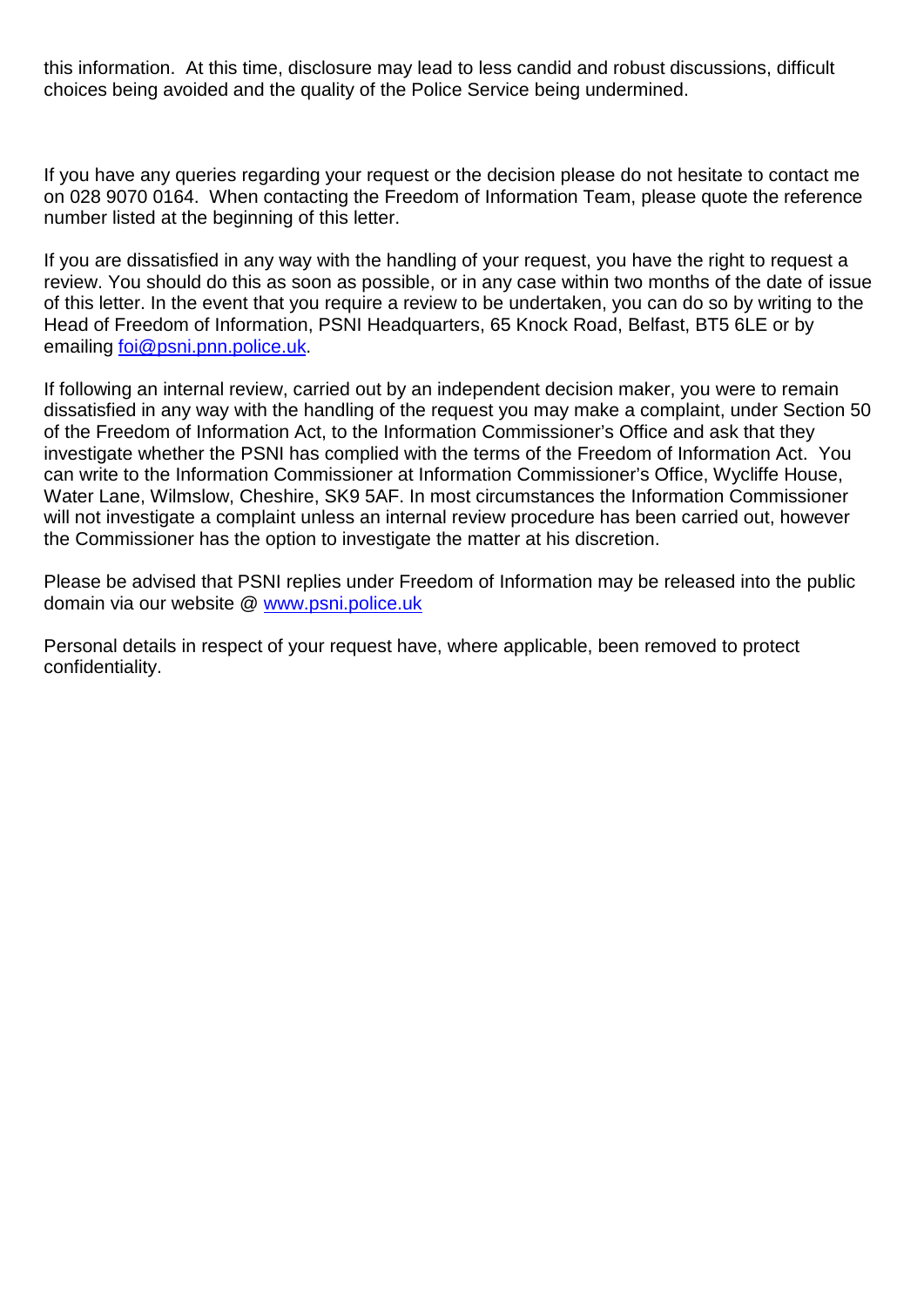this information. At this time, disclosure may lead to less candid and robust discussions, difficult choices being avoided and the quality of the Police Service being undermined.

If you have any queries regarding your request or the decision please do not hesitate to contact me on 028 9070 0164. When contacting the Freedom of Information Team, please quote the reference number listed at the beginning of this letter.

If you are dissatisfied in any way with the handling of your request, you have the right to request a review. You should do this as soon as possible, or in any case within two months of the date of issue of this letter. In the event that you require a review to be undertaken, you can do so by writing to the Head of Freedom of Information, PSNI Headquarters, 65 Knock Road, Belfast, BT5 6LE or by emailing foi@psni.pnn.police.uk.

If following an internal review, carried out by an independent decision maker, you were to remain dissatisfied in any way with the handling of the request you may make a complaint, under Section 50 of the Freedom of Information Act, to the Information Commissioner's Office and ask that they investigate whether the PSNI has complied with the terms of the Freedom of Information Act. You can write to the Information Commissioner at Information Commissioner's Office, Wycliffe House, Water Lane, Wilmslow, Cheshire, SK9 5AF. In most circumstances the Information Commissioner will not investigate a complaint unless an internal review procedure has been carried out, however the Commissioner has the option to investigate the matter at his discretion.

Please be advised that PSNI replies under Freedom of Information may be released into the public domain via our website @ www.psni.police.uk

Personal details in respect of your request have, where applicable, been removed to protect confidentiality.